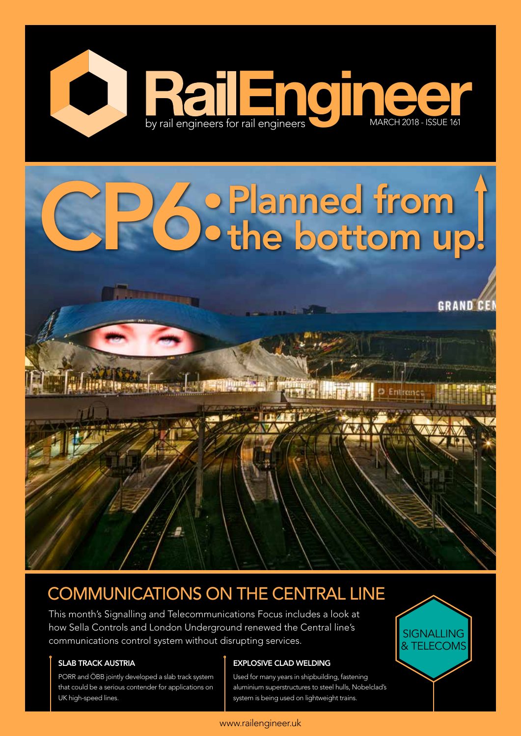# RailEngineer

by rail engineers for rail engineers

MARCH 2018 - ISSUE 161

# CP6: Planned from the bottom up!

## COMMUNICATIONS ON THE CENTRAL LINE

This month's Signalling and Telecommunications Focus includes a look at how Sella Controls and London Underground renewed the Central line's communications control system without disrupting services.

SIGNALLING & TELECOMS

### SLAB TRACK AUSTRIA

PORR and ÖBB jointly developed a slab track system that could be a serious contender for applications on UK high-speed lines.

### EXPLOSIVE CLAD WELDING

Used for many years in shipbuilding, fastening aluminium superstructures to steel hulls, Nobelclad's system is being used on lightweight trains.

www.railengineer.uk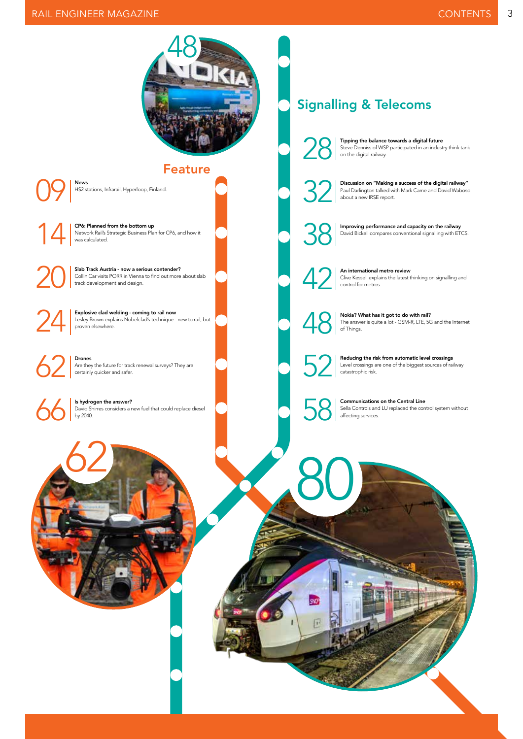## Feature

**09** **News**
HS2 stations, Infrarail, Hyperloop, Finland.

**14** **CP6: Planned from the bottom up**
Network Rail's Strategic Business Plan for CP6, and how it was calculated.

**20** **Slab Track Austria - now a serious contender?**
Collin Car visits PORR in Vienna to find out more about slab track development and design.

**24** **Explosive clad welding - coming to rail now**
Lesley Brown explains Nobelclad's technique - new to rail, but proven elsewhere.

**62** **Drones**
Are they the future for track renewal surveys? They are certainly quicker and safer.

**66** **Is hydrogen the answer?**
David Shirres considers a new fuel that could replace diesel by 2040.

## Signalling & Telecoms

**28** **Tipping the balance towards a digital future**
Steve Denniss of WSP participated in an industry think tank on the digital railway.

**32** **Discussion on "Making a success of the digital railway"**
Paul Darlington talked with Mark Carne and David Waboso about a new IRSE report.

**38** **Improving performance and capacity on the railway**
David Bickell compares conventional signalling with ETCS.

**42** **An international metro review**
Clive Kessell explains the latest thinking on signalling and control for metros.

**48** **Nokia? What has it got to do with rail?**
The answer is quite a lot - GSM-R, LTE, 5G and the Internet of Things.

**52** **Reducing the risk from automatic level crossings**
Level crossings are one of the biggest sources of railway catastrophic risk.

**58** **Communications on the Central Line**
Sella Controls and LU replaced the control system without affecting services.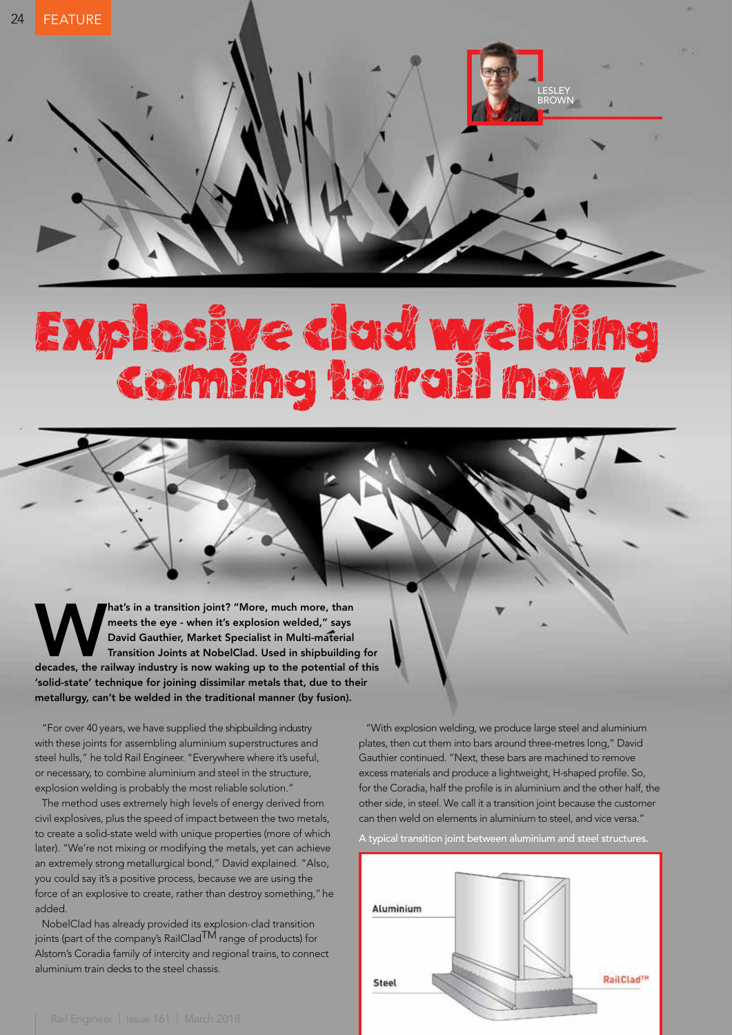# Explosive clad welding coming to rail now

LESLEY BROWN

**What's in a transition joint? "More, much more, than meets the eye - when it's explosion welded," says David Gauthier, Market Specialist in Multi-material Transition Joints at NobelClad. Used in shipbuilding for decades, the railway industry is now waking up to the potential of this 'solid-state' technique for joining dissimilar metals that, due to their metallurgy, can't be welded in the traditional manner (by fusion).**

"For over 40 years, we have supplied the shipbuilding industry with these joints for assembling aluminium superstructures and steel hulls," he told Rail Engineer. "Everywhere where it's useful, or necessary, to combine aluminium and steel in the structure, explosion welding is probably the most reliable solution."

The method uses extremely high levels of energy derived from civil explosives, plus the speed of impact between the two metals, to create a solid-state weld with unique properties (more of which later). "We're not mixing or modifying the metals, yet can achieve an extremely strong metallurgical bond," David explained. "Also, you could say it's a positive process, because we are using the force of an explosive to create, rather than destroy something," he added.

NobelClad has already provided its explosion-clad transition joints (part of the company's RailClad™ range of products) for Alstom's Coradia family of intercity and regional trains, to connect aluminium train decks to the steel chassis.

"With explosion welding, we produce large steel and aluminium plates, then cut them into bars around three-metres long," David Gauthier continued. "Next, these bars are machined to remove excess materials and produce a lightweight, H-shaped profile. So, for the Coradia, half the profile is in aluminium and the other half, the other side, in steel. We call it a transition joint because the customer can then weld on elements in aluminium to steel, and vice versa."

A typical transition joint between aluminium and steel structures.

Aluminium

Steel

RailClad™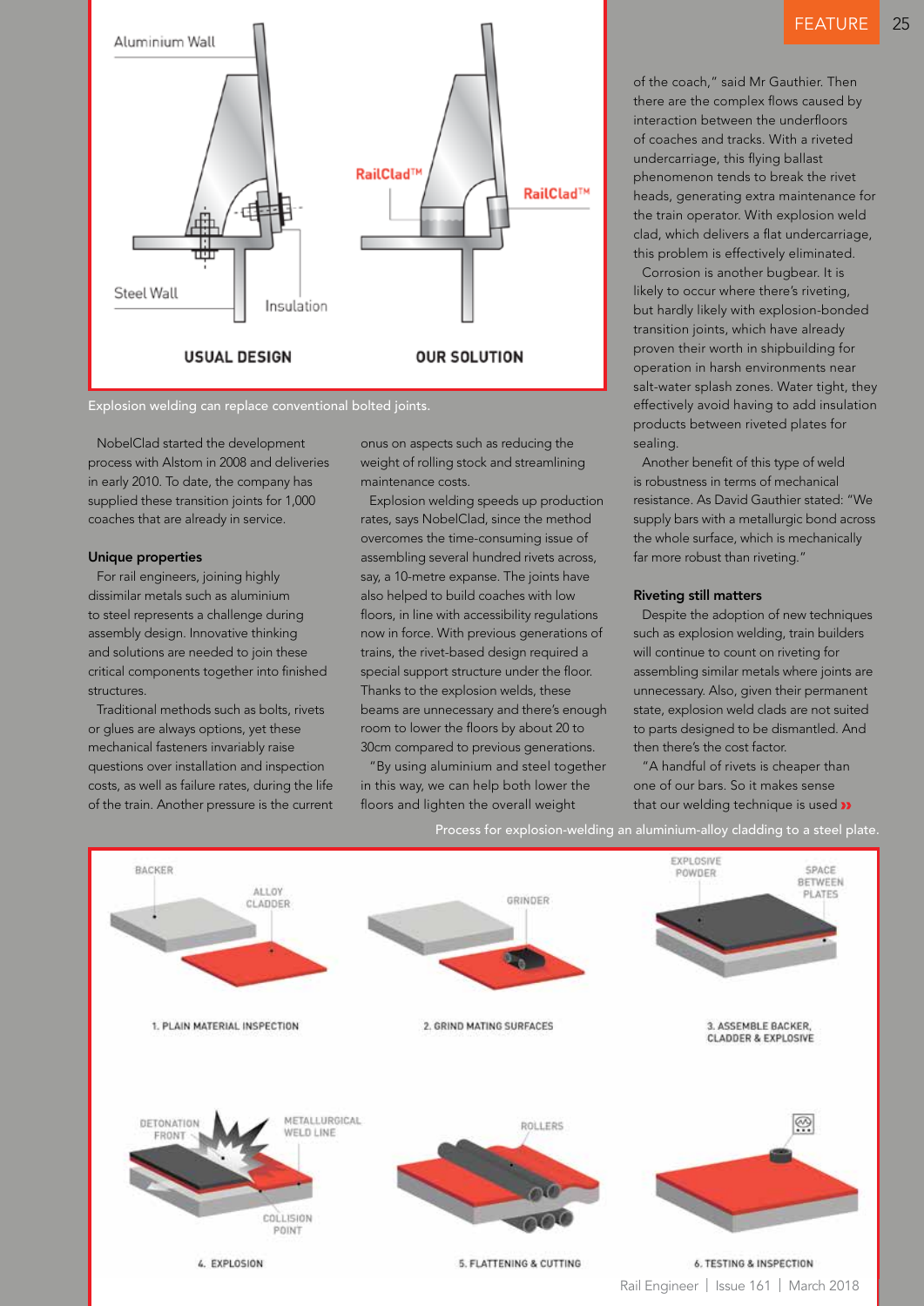Explosion welding can replace conventional bolted joints.

NobelClad started the development process with Alstom in 2008 and deliveries in early 2010. To date, the company has supplied these transition joints for 1,000 coaches that are already in service.

### Unique properties

For rail engineers, joining highly dissimilar metals such as aluminium to steel represents a challenge during assembly design. Innovative thinking and solutions are needed to join these critical components together into finished structures.

Traditional methods such as bolts, rivets or glues are always options, yet these mechanical fasteners invariably raise questions over installation and inspection costs, as well as failure rates, during the life of the train. Another pressure is the current onus on aspects such as reducing the weight of rolling stock and streamlining maintenance costs.

Explosion welding speeds up production rates, says NobelClad, since the method overcomes the time-consuming issue of assembling several hundred rivets across, say, a 10-metre expanse. The joints have also helped to build coaches with low floors, in line with accessibility regulations now in force. With previous generations of trains, the rivet-based design required a special support structure under the floor. Thanks to the explosion welds, these beams are unnecessary and there's enough room to lower the floors by about 20 to 30cm compared to previous generations.

"By using aluminium and steel together in this way, we can help both lower the floors and lighten the overall weight of the coach," said Mr Gauthier. Then there are the complex flows caused by interaction between the underfloors of coaches and tracks. With a riveted undercarriage, this flying ballast phenomenon tends to break the rivet heads, generating extra maintenance for the train operator. With explosion weld clad, which delivers a flat undercarriage, this problem is effectively eliminated.

Corrosion is another bugbear. It is likely to occur where there's riveting, but hardly likely with explosion-bonded transition joints, which have already proven their worth in shipbuilding for operation in harsh environments near salt-water splash zones. Water tight, they effectively avoid having to add insulation products between riveted plates for sealing.

Another benefit of this type of weld is robustness in terms of mechanical resistance. As David Gauthier stated: "We supply bars with a metallurgic bond across the whole surface, which is mechanically far more robust than riveting."

### Riveting still matters

Despite the adoption of new techniques such as explosion welding, train builders will continue to count on riveting for assembling similar metals where joints are unnecessary. Also, given their permanent state, explosion weld clads are not suited to parts designed to be dismantled. And then there's the cost factor.

"A handful of rivets is cheaper than one of our bars. So it makes sense that our welding technique is used »

Process for explosion-welding an aluminium-alloy cladding to a steel plate.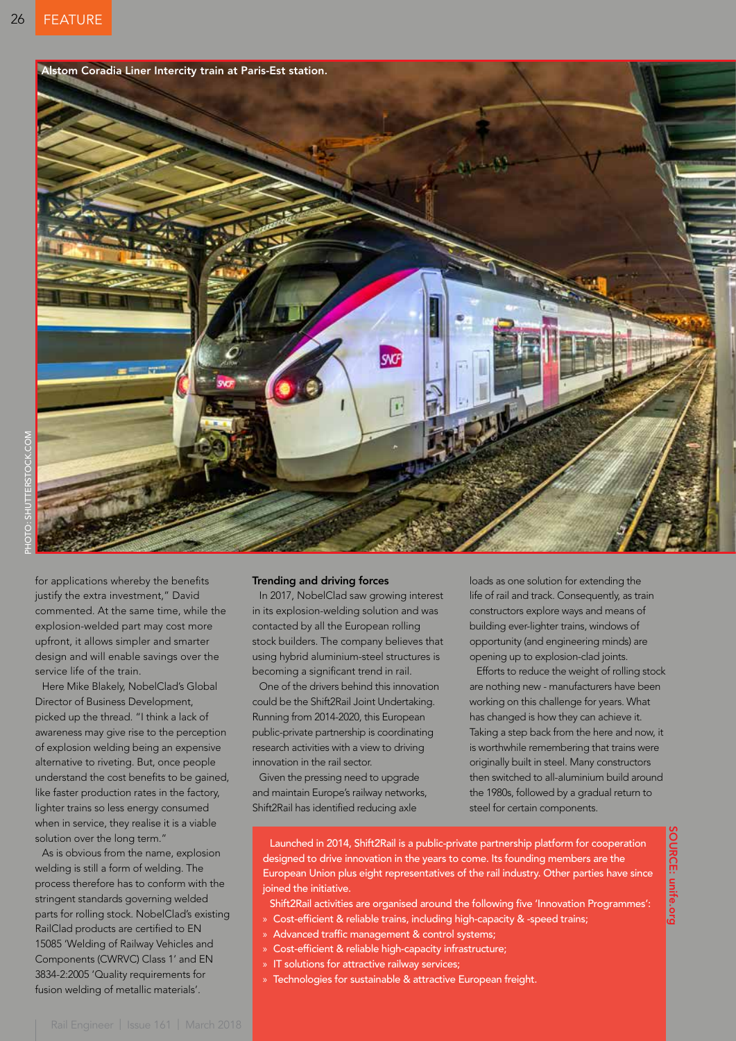Alstom Coradia Liner Intercity train at Paris-Est station.

PHOTO: SHUTTERSTOCK.COM

for applications whereby the benefits justify the extra investment," David commented. At the same time, while the explosion-welded part may cost more upfront, it allows simpler and smarter design and will enable savings over the service life of the train.

Here Mike Blakely, NobelClad's Global Director of Business Development, picked up the thread. "I think a lack of awareness may give rise to the perception of explosion welding being an expensive alternative to riveting. But, once people understand the cost benefits to be gained, like faster production rates in the factory, lighter trains so less energy consumed when in service, they realise it is a viable solution over the long term."

As is obvious from the name, explosion welding is still a form of welding. The process therefore has to conform with the stringent standards governing welded parts for rolling stock. NobelClad's existing RailClad products are certified to EN 15085 'Welding of Railway Vehicles and Components (CWRVC) Class 1' and EN 3834-2:2005 'Quality requirements for fusion welding of metallic materials'.

## Trending and driving forces

In 2017, NobelClad saw growing interest in its explosion-welding solution and was contacted by all the European rolling stock builders. The company believes that using hybrid aluminium-steel structures is becoming a significant trend in rail.

One of the drivers behind this innovation could be the Shift2Rail Joint Undertaking. Running from 2014-2020, this European public-private partnership is coordinating research activities with a view to driving innovation in the rail sector.

Given the pressing need to upgrade and maintain Europe's railway networks, Shift2Rail has identified reducing axle loads as one solution for extending the life of rail and track. Consequently, as train constructors explore ways and means of building ever-lighter trains, windows of opportunity (and engineering minds) are opening up to explosion-clad joints.

Efforts to reduce the weight of rolling stock are nothing new - manufacturers have been working on this challenge for years. What has changed is how they can achieve it. Taking a step back from the here and now, it is worthwhile remembering that trains were originally built in steel. Many constructors then switched to all-aluminium build around the 1980s, followed by a gradual return to steel for certain components.

Launched in 2014, Shift2Rail is a public-private partnership platform for cooperation designed to drive innovation in the years to come. Its founding members are the European Union plus eight representatives of the rail industry. Other parties have since joined the initiative.

Shift2Rail activities are organised around the following five 'Innovation Programmes':

- Cost-efficient & reliable trains, including high-capacity & -speed trains;
- Advanced traffic management & control systems;
- Cost-efficient & reliable high-capacity infrastructure;
- IT solutions for attractive railway services;
- Technologies for sustainable & attractive European freight.

SOURCE: unife.org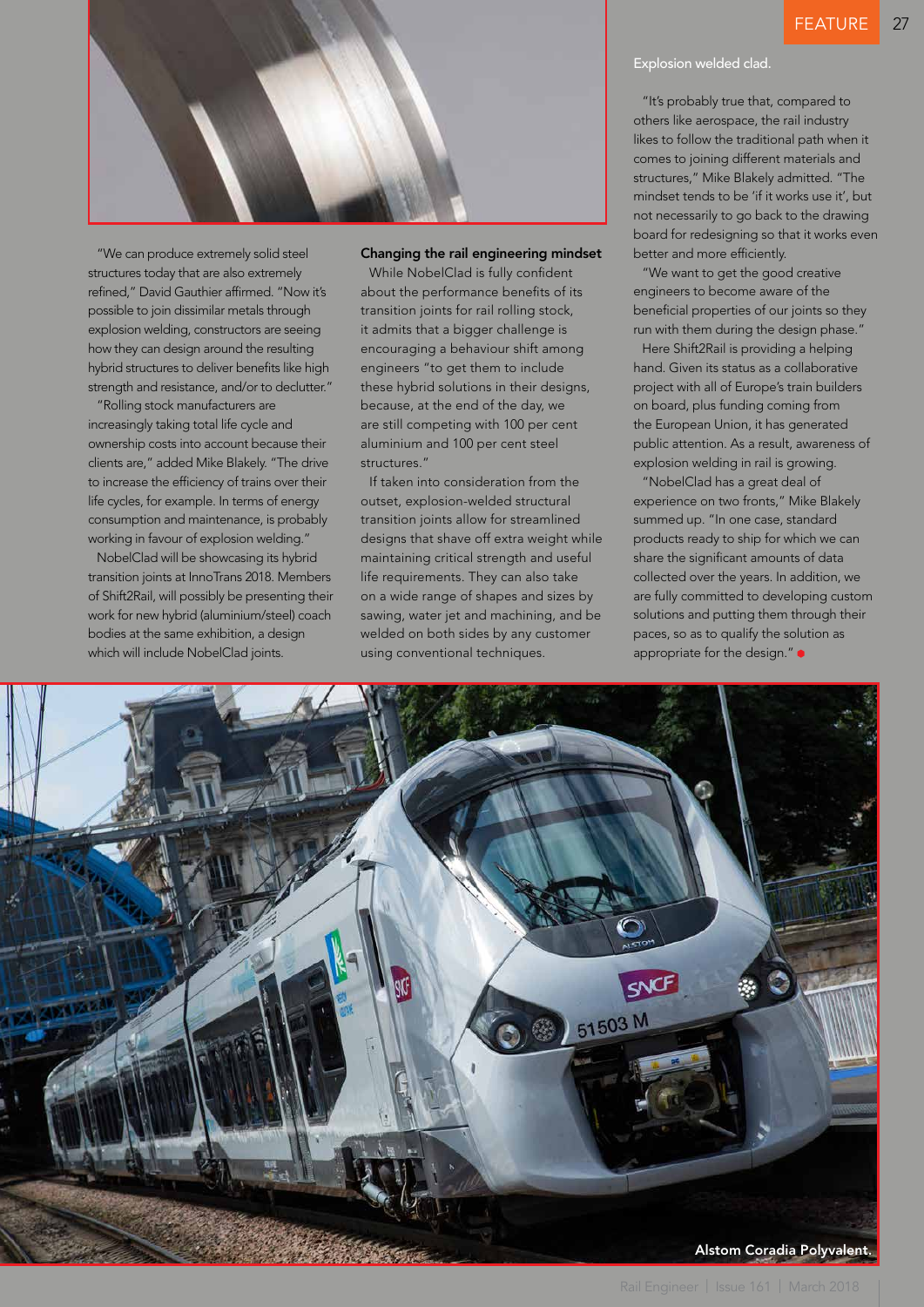Explosion welded clad.

"We can produce extremely solid steel structures today that are also extremely refined," David Gauthier affirmed. "Now it's possible to join dissimilar metals through explosion welding, constructors are seeing how they can design around the resulting hybrid structures to deliver benefits like high strength and resistance, and/or to declutter."

"Rolling stock manufacturers are increasingly taking total life cycle and ownership costs into account because their clients are," added Mike Blakely. "The drive to increase the efficiency of trains over their life cycles, for example. In terms of energy consumption and maintenance, is probably working in favour of explosion welding."

NobelClad will be showcasing its hybrid transition joints at InnoTrans 2018. Members of Shift2Rail, will possibly be presenting their work for new hybrid (aluminium/steel) coach bodies at the same exhibition, a design which will include NobelClad joints.

## Changing the rail engineering mindset

While NobelClad is fully confident about the performance benefits of its transition joints for rail rolling stock, it admits that a bigger challenge is encouraging a behaviour shift among engineers "to get them to include these hybrid solutions in their designs, because, at the end of the day, we are still competing with 100 per cent aluminium and 100 per cent steel structures."

If taken into consideration from the outset, explosion-welded structural transition joints allow for streamlined designs that shave off extra weight while maintaining critical strength and useful life requirements. They can also take on a wide range of shapes and sizes by sawing, water jet and machining, and be welded on both sides by any customer using conventional techniques.

"It's probably true that, compared to others like aerospace, the rail industry likes to follow the traditional path when it comes to joining different materials and structures," Mike Blakely admitted. "The mindset tends to be 'if it works use it', but not necessarily to go back to the drawing board for redesigning so that it works even better and more efficiently.

"We want to get the good creative engineers to become aware of the beneficial properties of our joints so they run with them during the design phase."

Here Shift2Rail is providing a helping hand. Given its status as a collaborative project with all of Europe's train builders on board, plus funding coming from the European Union, it has generated public attention. As a result, awareness of explosion welding in rail is growing.

"NobelClad has a great deal of experience on two fronts," Mike Blakely summed up. "In one case, standard products ready to ship for which we can share the significant amounts of data collected over the years. In addition, we are fully committed to developing custom solutions and putting them through their paces, so as to qualify the solution as appropriate for the design."

Alstom Coradia Polyvalent.